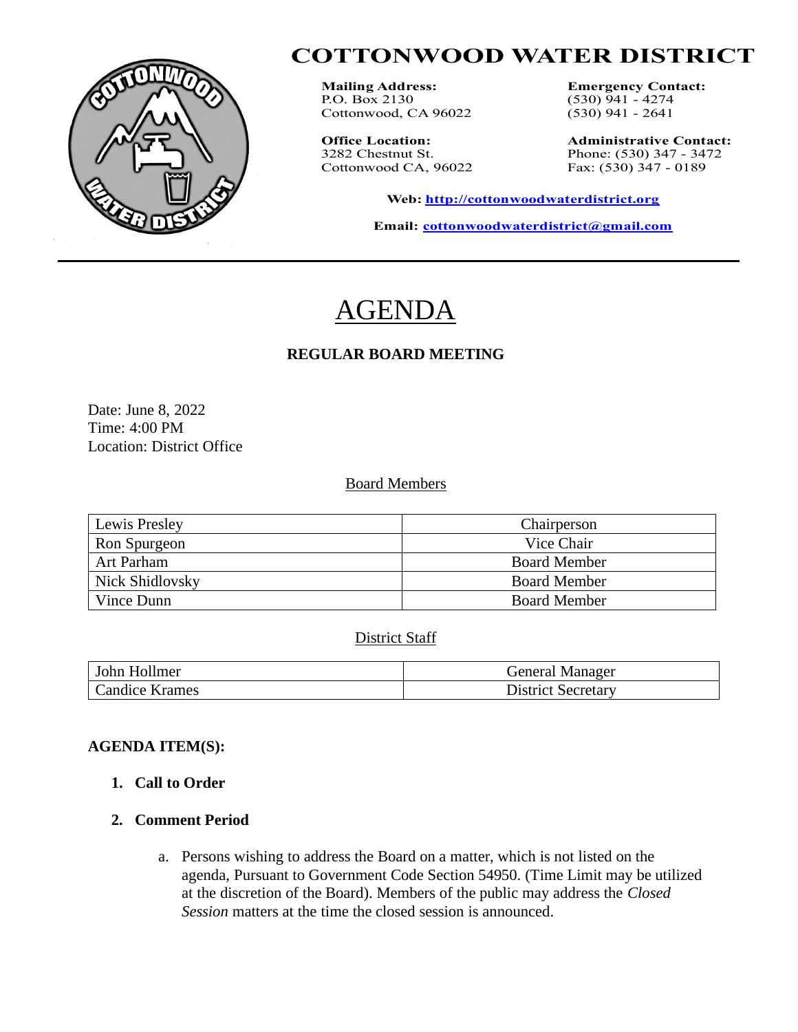# COTTONWOOD WATER DISTRICT

**Mailing Address:**
P.O. Box 2130
Cottonwood, CA 96022

**Emergency Contact:**
(530) 941 - 4274
(530) 941 - 2641

**Office Location:**
3282 Chestnut St.
Cottonwood CA, 96022

**Administrative Contact:**
Phone: (530) 347 - 3472
Fax: (530) 347 - 0189

**Web:** http://cottonwoodwaterdistrict.org

**Email:** cottonwoodwaterdistrict@gmail.com

---

# AGENDA

## REGULAR BOARD MEETING

Date: June 8, 2022
Time: 4:00 PM
Location: District Office

Board Members

| | |
|---|---|
| Lewis Presley | Chairperson |
| Ron Spurgeon | Vice Chair |
| Art Parham | Board Member |
| Nick Shidlovsky | Board Member |
| Vince Dunn | Board Member |

District Staff

| | |
|---|---|
| John Hollmer | General Manager |
| Candice Krames | District Secretary |

**AGENDA ITEM(S):**

1. **Call to Order**
2. **Comment Period**
   a. Persons wishing to address the Board on a matter, which is not listed on the agenda, Pursuant to Government Code Section 54950. (Time Limit may be utilized at the discretion of the Board). Members of the public may address the *Closed Session* matters at the time the closed session is announced.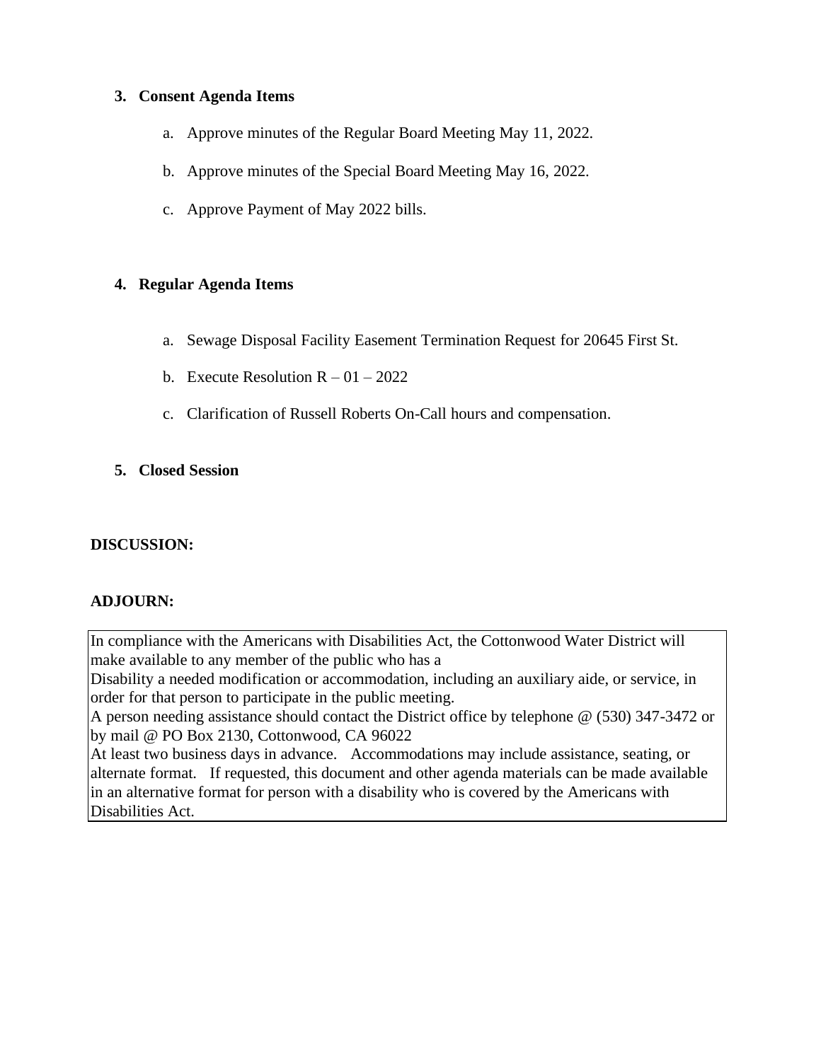3. **Consent Agenda Items**

    a. Approve minutes of the Regular Board Meeting May 11, 2022.

    b. Approve minutes of the Special Board Meeting May 16, 2022.

    c. Approve Payment of May 2022 bills.

4. **Regular Agenda Items**

    a. Sewage Disposal Facility Easement Termination Request for 20645 First St.

    b. Execute Resolution R – 01 – 2022

    c. Clarification of Russell Roberts On-Call hours and compensation.

5. **Closed Session**

**DISCUSSION:**

**ADJOURN:**

In compliance with the Americans with Disabilities Act, the Cottonwood Water District will make available to any member of the public who has a
Disability a needed modification or accommodation, including an auxiliary aide, or service, in order for that person to participate in the public meeting.
A person needing assistance should contact the District office by telephone @ (530) 347-3472 or by mail @ PO Box 2130, Cottonwood, CA 96022
At least two business days in advance. Accommodations may include assistance, seating, or alternate format. If requested, this document and other agenda materials can be made available in an alternative format for person with a disability who is covered by the Americans with Disabilities Act.